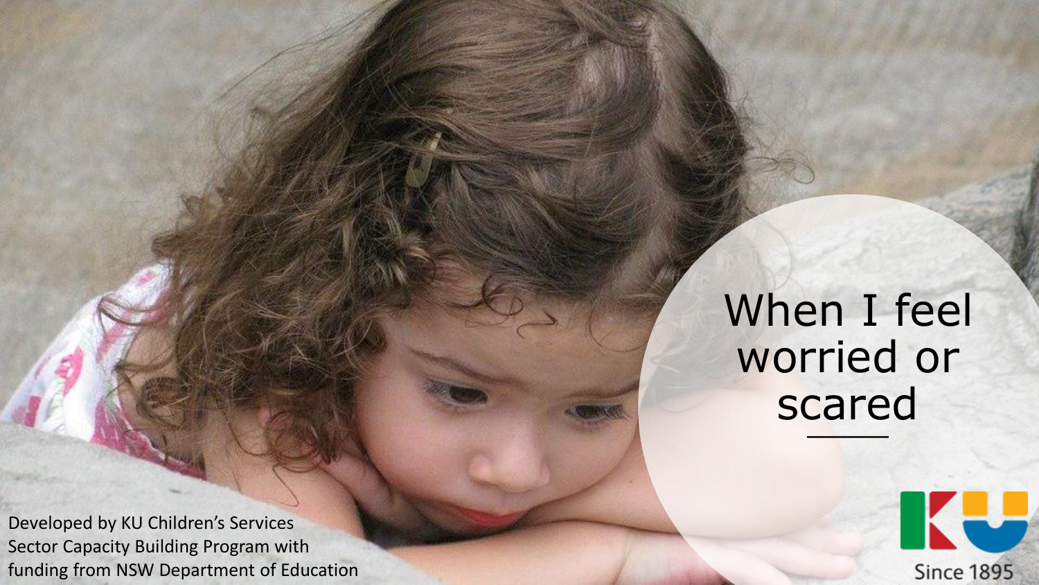# When I feel worried or scared

Developed by KU Children's Services Sector Capacity Building Program with funding from NSW Department of Education

KU

Since 1895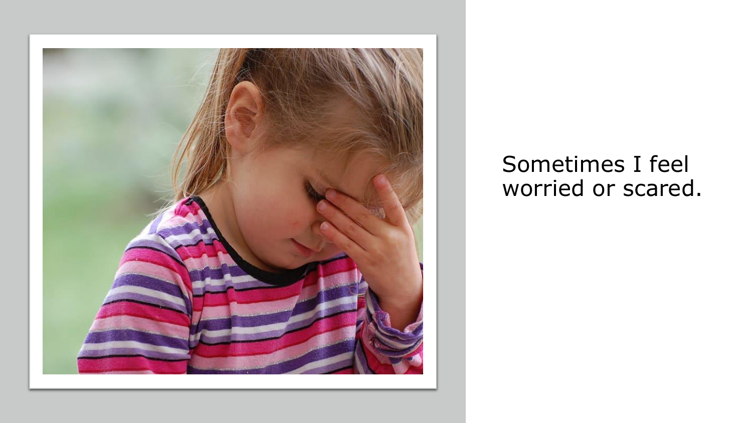Sometimes I feel worried or scared.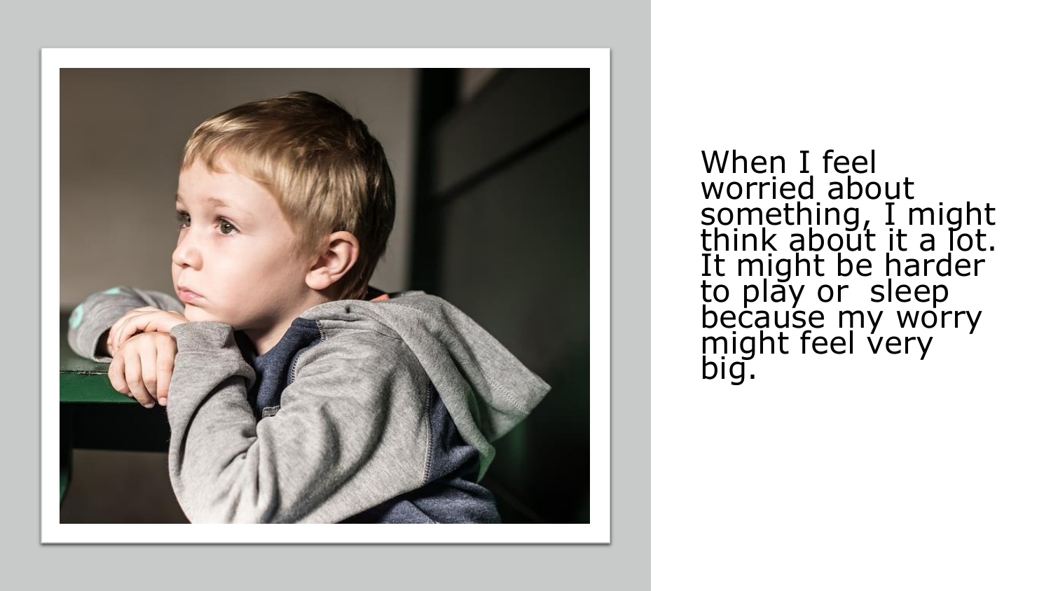When I feel worried about something, I might think about it a lot. It might be harder to play or sleep because my worry might feel very big.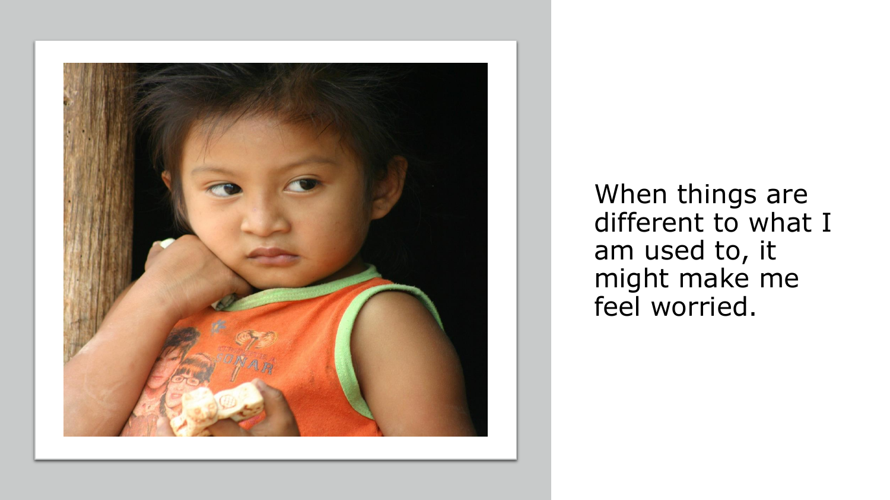When things are different to what I am used to, it might make me feel worried.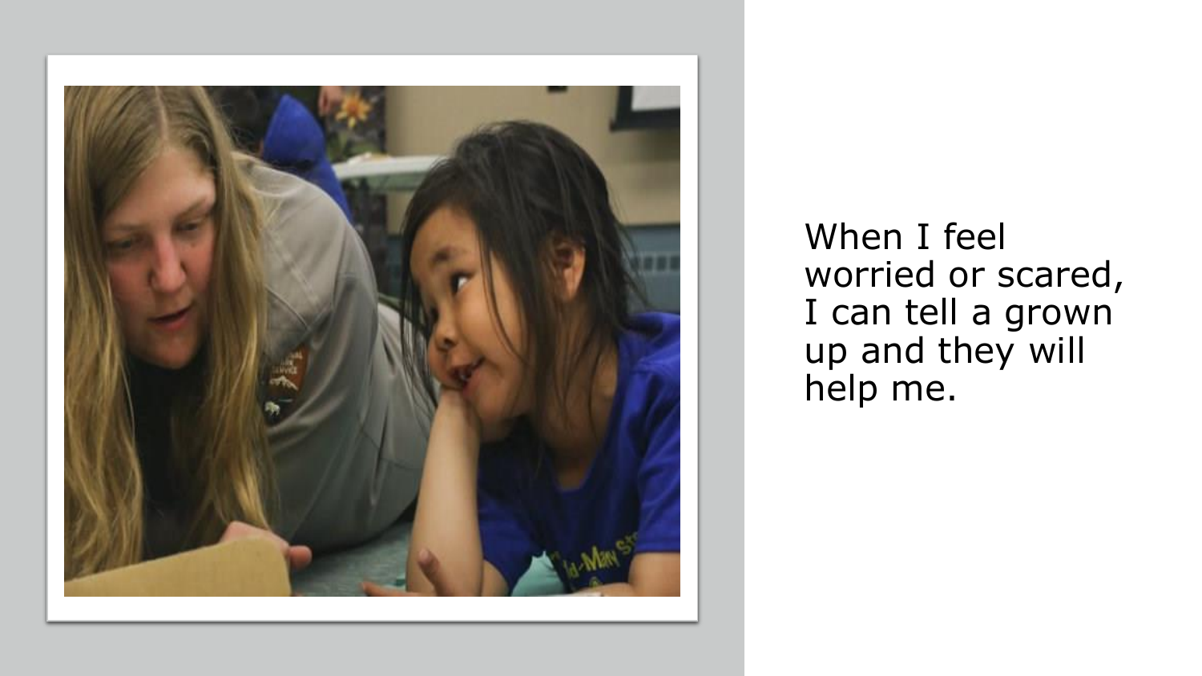When I feel worried or scared, I can tell a grown up and they will help me.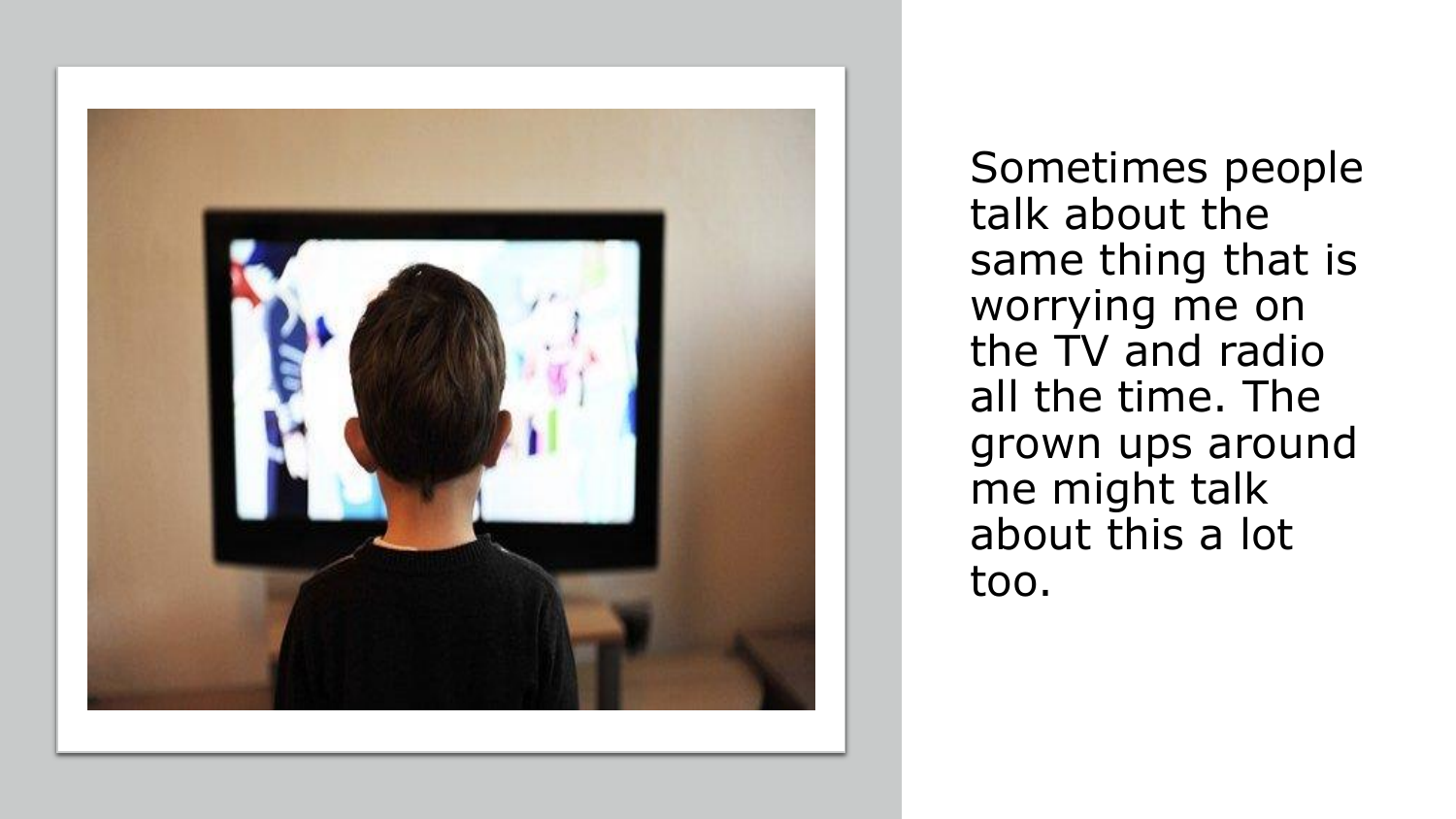Sometimes people talk about the same thing that is worrying me on the TV and radio all the time. The grown ups around me might talk about this a lot too.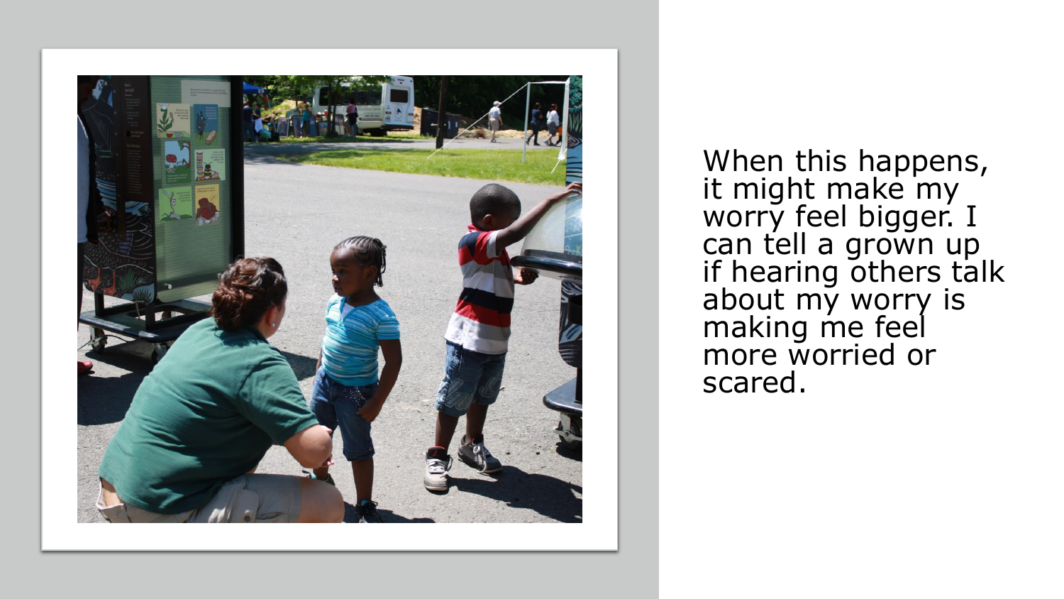When this happens, it might make my worry feel bigger. I can tell a grown up if hearing others talk about my worry is making me feel more worried or scared.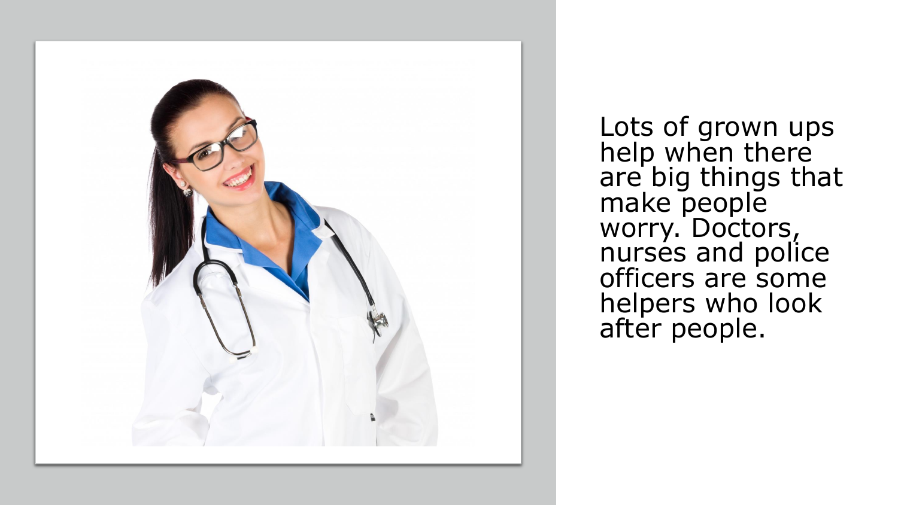Lots of grown ups help when there are big things that make people worry. Doctors, nurses and police officers are some helpers who look after people.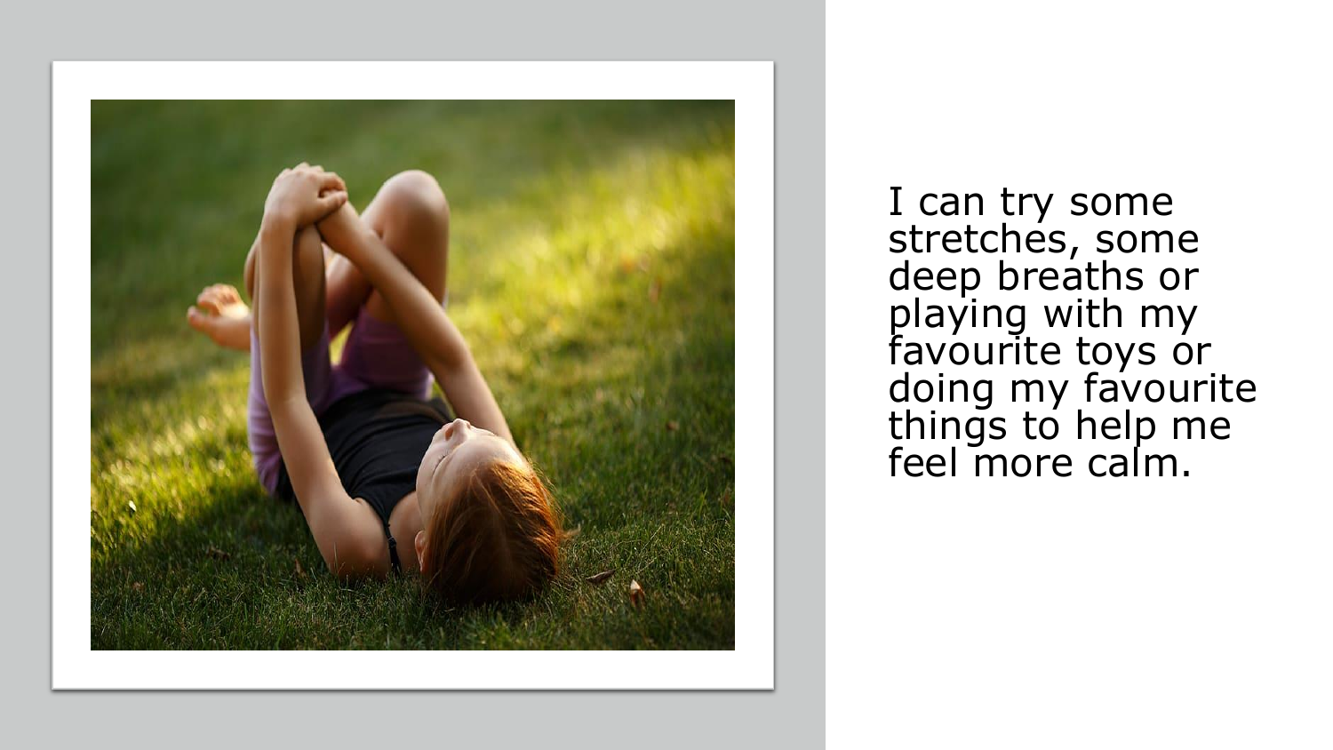I can try some stretches, some deep breaths or playing with my favourite toys or doing my favourite things to help me feel more calm.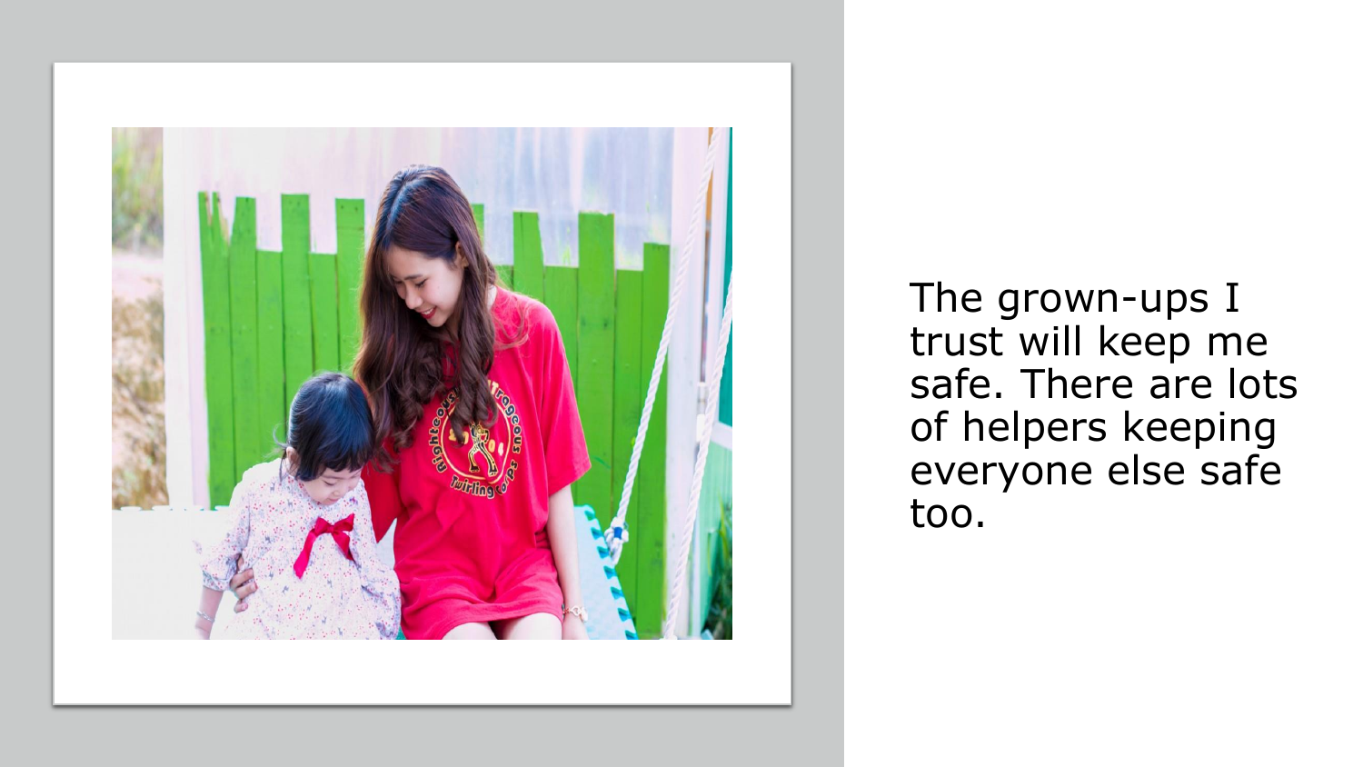The grown-ups I trust will keep me safe. There are lots of helpers keeping everyone else safe too.